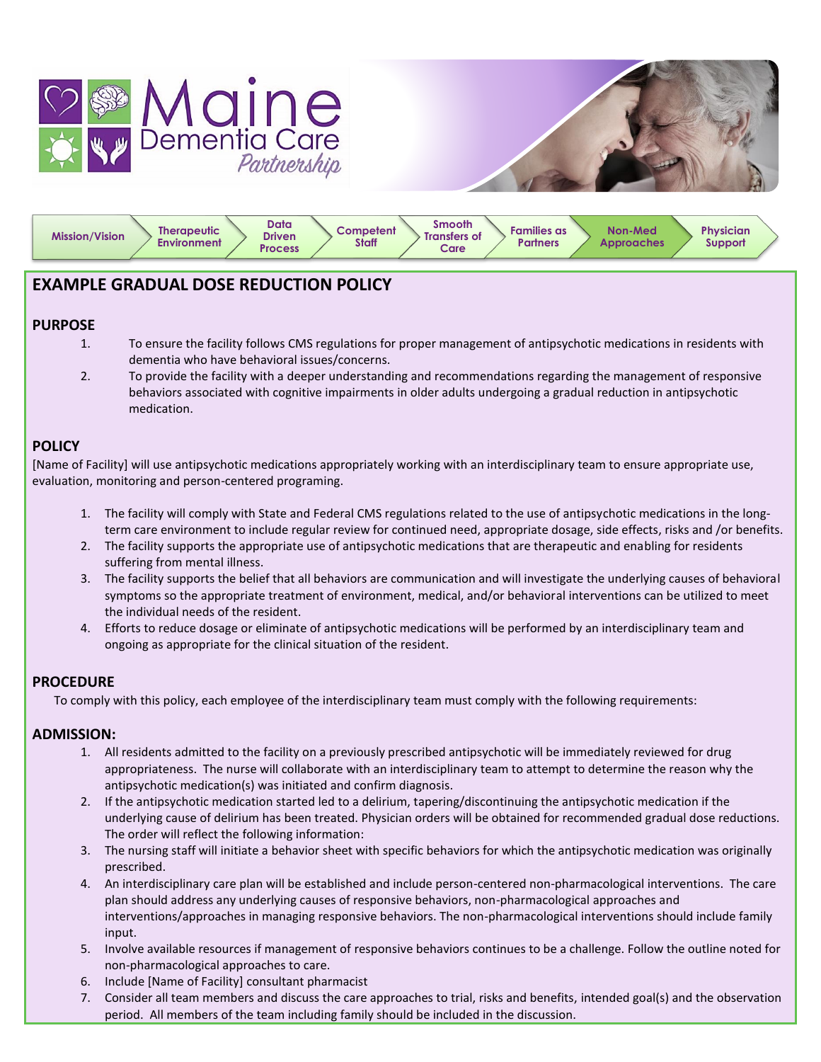# Maine Dementia Care Partnership

Mission/Vision | Therapeutic Environment | Data Driven Process | Competent Staff | Smooth Transfers of Care | Families as Partners | Non-Med Approaches | Physician Support

## EXAMPLE GRADUAL DOSE REDUCTION POLICY

### PURPOSE

1. To ensure the facility follows CMS regulations for proper management of antipsychotic medications in residents with dementia who have behavioral issues/concerns.
2. To provide the facility with a deeper understanding and recommendations regarding the management of responsive behaviors associated with cognitive impairments in older adults undergoing a gradual reduction in antipsychotic medication.

### POLICY

[Name of Facility] will use antipsychotic medications appropriately working with an interdisciplinary team to ensure appropriate use, evaluation, monitoring and person-centered programing.

1. The facility will comply with State and Federal CMS regulations related to the use of antipsychotic medications in the long-term care environment to include regular review for continued need, appropriate dosage, side effects, risks and /or benefits.
2. The facility supports the appropriate use of antipsychotic medications that are therapeutic and enabling for residents suffering from mental illness.
3. The facility supports the belief that all behaviors are communication and will investigate the underlying causes of behavioral symptoms so the appropriate treatment of environment, medical, and/or behavioral interventions can be utilized to meet the individual needs of the resident.
4. Efforts to reduce dosage or eliminate of antipsychotic medications will be performed by an interdisciplinary team and ongoing as appropriate for the clinical situation of the resident.

### PROCEDURE

To comply with this policy, each employee of the interdisciplinary team must comply with the following requirements:

### ADMISSION:

1. All residents admitted to the facility on a previously prescribed antipsychotic will be immediately reviewed for drug appropriateness. The nurse will collaborate with an interdisciplinary team to attempt to determine the reason why the antipsychotic medication(s) was initiated and confirm diagnosis.
2. If the antipsychotic medication started led to a delirium, tapering/discontinuing the antipsychotic medication if the underlying cause of delirium has been treated. Physician orders will be obtained for recommended gradual dose reductions. The order will reflect the following information:
3. The nursing staff will initiate a behavior sheet with specific behaviors for which the antipsychotic medication was originally prescribed.
4. An interdisciplinary care plan will be established and include person-centered non-pharmacological interventions. The care plan should address any underlying causes of responsive behaviors, non-pharmacological approaches and interventions/approaches in managing responsive behaviors. The non-pharmacological interventions should include family input.
5. Involve available resources if management of responsive behaviors continues to be a challenge. Follow the outline noted for non-pharmacological approaches to care.
6. Include [Name of Facility] consultant pharmacist
7. Consider all team members and discuss the care approaches to trial, risks and benefits, intended goal(s) and the observation period. All members of the team including family should be included in the discussion.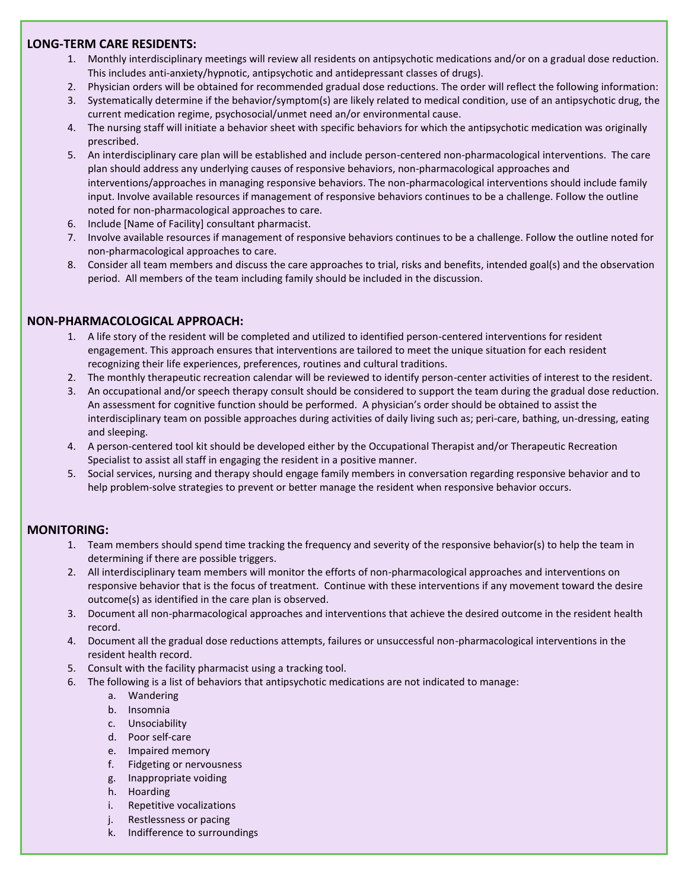## LONG-TERM CARE RESIDENTS:

1. Monthly interdisciplinary meetings will review all residents on antipsychotic medications and/or on a gradual dose reduction. This includes anti-anxiety/hypnotic, antipsychotic and antidepressant classes of drugs).
2. Physician orders will be obtained for recommended gradual dose reductions. The order will reflect the following information:
3. Systematically determine if the behavior/symptom(s) are likely related to medical condition, use of an antipsychotic drug, the current medication regime, psychosocial/unmet need an/or environmental cause.
4. The nursing staff will initiate a behavior sheet with specific behaviors for which the antipsychotic medication was originally prescribed.
5. An interdisciplinary care plan will be established and include person-centered non-pharmacological interventions. The care plan should address any underlying causes of responsive behaviors, non-pharmacological approaches and interventions/approaches in managing responsive behaviors. The non-pharmacological interventions should include family input. Involve available resources if management of responsive behaviors continues to be a challenge. Follow the outline noted for non-pharmacological approaches to care.
6. Include [Name of Facility] consultant pharmacist.
7. Involve available resources if management of responsive behaviors continues to be a challenge. Follow the outline noted for non-pharmacological approaches to care.
8. Consider all team members and discuss the care approaches to trial, risks and benefits, intended goal(s) and the observation period. All members of the team including family should be included in the discussion.

## NON-PHARMACOLOGICAL APPROACH:

1. A life story of the resident will be completed and utilized to identified person-centered interventions for resident engagement. This approach ensures that interventions are tailored to meet the unique situation for each resident recognizing their life experiences, preferences, routines and cultural traditions.
2. The monthly therapeutic recreation calendar will be reviewed to identify person-center activities of interest to the resident.
3. An occupational and/or speech therapy consult should be considered to support the team during the gradual dose reduction. An assessment for cognitive function should be performed. A physician's order should be obtained to assist the interdisciplinary team on possible approaches during activities of daily living such as; peri-care, bathing, un-dressing, eating and sleeping.
4. A person-centered tool kit should be developed either by the Occupational Therapist and/or Therapeutic Recreation Specialist to assist all staff in engaging the resident in a positive manner.
5. Social services, nursing and therapy should engage family members in conversation regarding responsive behavior and to help problem-solve strategies to prevent or better manage the resident when responsive behavior occurs.

## MONITORING:

1. Team members should spend time tracking the frequency and severity of the responsive behavior(s) to help the team in determining if there are possible triggers.
2. All interdisciplinary team members will monitor the efforts of non-pharmacological approaches and interventions on responsive behavior that is the focus of treatment. Continue with these interventions if any movement toward the desire outcome(s) as identified in the care plan is observed.
3. Document all non-pharmacological approaches and interventions that achieve the desired outcome in the resident health record.
4. Document all the gradual dose reductions attempts, failures or unsuccessful non-pharmacological interventions in the resident health record.
5. Consult with the facility pharmacist using a tracking tool.
6. The following is a list of behaviors that antipsychotic medications are not indicated to manage:
   a. Wandering
   b. Insomnia
   c. Unsociability
   d. Poor self-care
   e. Impaired memory
   f. Fidgeting or nervousness
   g. Inappropriate voiding
   h. Hoarding
   i. Repetitive vocalizations
   j. Restlessness or pacing
   k. Indifference to surroundings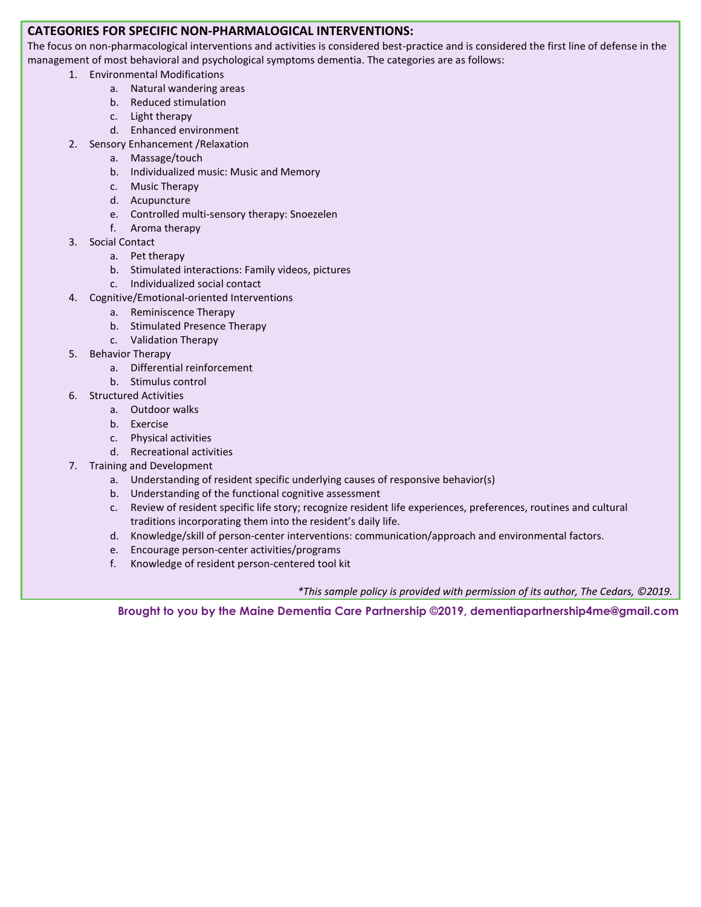**CATEGORIES FOR SPECIFIC NON-PHARMALOGICAL INTERVENTIONS:**

The focus on non-pharmacological interventions and activities is considered best-practice and is considered the first line of defense in the management of most behavioral and psychological symptoms dementia. The categories are as follows:

1. Environmental Modifications
   a. Natural wandering areas
   b. Reduced stimulation
   c. Light therapy
   d. Enhanced environment
2. Sensory Enhancement /Relaxation
   a. Massage/touch
   b. Individualized music: Music and Memory
   c. Music Therapy
   d. Acupuncture
   e. Controlled multi-sensory therapy: Snoezelen
   f. Aroma therapy
3. Social Contact
   a. Pet therapy
   b. Stimulated interactions: Family videos, pictures
   c. Individualized social contact
4. Cognitive/Emotional-oriented Interventions
   a. Reminiscence Therapy
   b. Stimulated Presence Therapy
   c. Validation Therapy
5. Behavior Therapy
   a. Differential reinforcement
   b. Stimulus control
6. Structured Activities
   a. Outdoor walks
   b. Exercise
   c. Physical activities
   d. Recreational activities
7. Training and Development
   a. Understanding of resident specific underlying causes of responsive behavior(s)
   b. Understanding of the functional cognitive assessment
   c. Review of resident specific life story; recognize resident life experiences, preferences, routines and cultural traditions incorporating them into the resident's daily life.
   d. Knowledge/skill of person-center interventions: communication/approach and environmental factors.
   e. Encourage person-center activities/programs
   f. Knowledge of resident person-centered tool kit

*\*This sample policy is provided with permission of its author, The Cedars, ©2019.*

**Brought to you by the Maine Dementia Care Partnership ©2019, dementiapartnership4me@gmail.com**